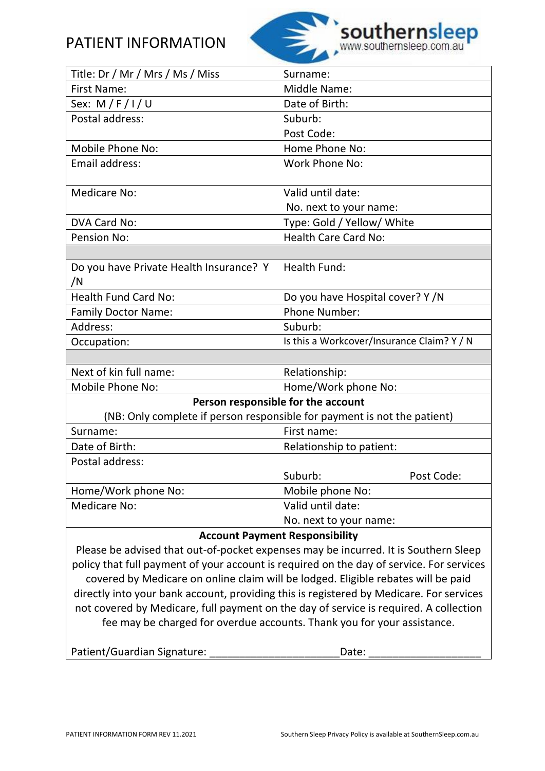# PATIENT INFORMATION

southernsleep
www.southernsleep.com.au

| | |
|---|---|
| Title: Dr / Mr / Mrs / Ms / Miss | Surname: |
| First Name: | Middle Name: |
| Sex: M / F / I / U | Date of Birth: |
| Postal address: | Suburb:<br>Post Code: |
| Mobile Phone No: | Home Phone No: |
| Email address: | Work Phone No: |
| Medicare No: | Valid until date:<br>No. next to your name: |
| DVA Card No: | Type: Gold / Yellow/ White |
| Pension No: | Health Care Card No: |
| | |
| Do you have Private Health Insurance? Y /N | Health Fund: |
| Health Fund Card No: | Do you have Hospital cover? Y /N |
| Family Doctor Name: | Phone Number: |
| Address: | Suburb: |
| Occupation: | Is this a Workcover/Insurance Claim? Y / N |
| | |
| Next of kin full name: | Relationship: |
| Mobile Phone No: | Home/Work phone No: |

**Person responsible for the account**

(NB: Only complete if person responsible for payment is not the patient)

| | |
|---|---|
| Surname: | First name: |
| Date of Birth: | Relationship to patient: |
| Postal address: | Suburb: Post Code: |
| Home/Work phone No: | Mobile phone No: |
| Medicare No: | Valid until date:<br>No. next to your name: |

**Account Payment Responsibility**

Please be advised that out-of-pocket expenses may be incurred. It is Southern Sleep policy that full payment of your account is required on the day of service. For services covered by Medicare on online claim will be lodged. Eligible rebates will be paid directly into your bank account, providing this is registered by Medicare. For services not covered by Medicare, full payment on the day of service is required. A collection fee may be charged for overdue accounts. Thank you for your assistance.

Patient/Guardian Signature: ______________________ Date: ___________________

PATIENT INFORMATION FORM REV 11.2021

Southern Sleep Privacy Policy is available at SouthernSleep.com.au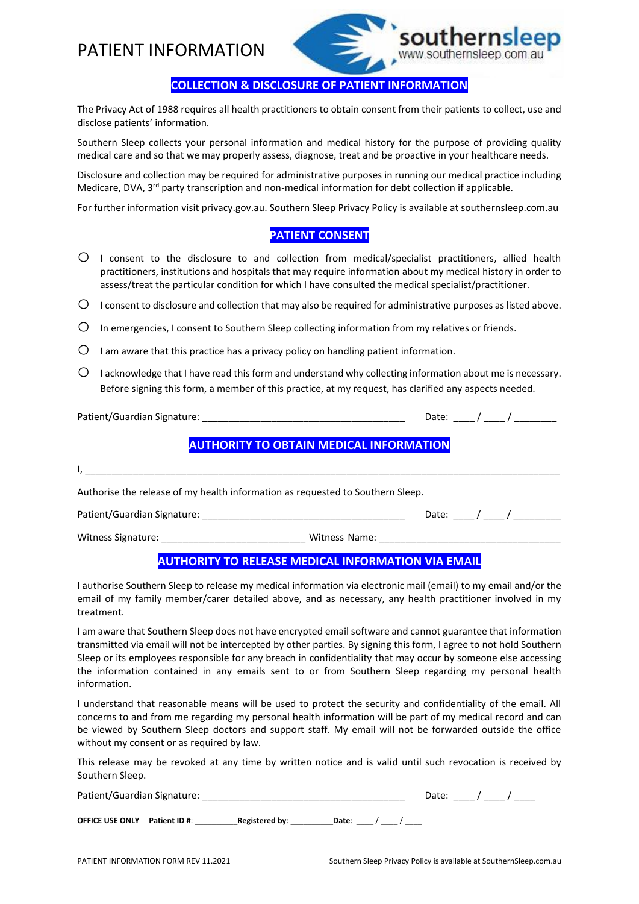# PATIENT INFORMATION

southernsleep
www.southernsleep.com.au

## COLLECTION & DISCLOSURE OF PATIENT INFORMATION

The Privacy Act of 1988 requires all health practitioners to obtain consent from their patients to collect, use and disclose patients' information.

Southern Sleep collects your personal information and medical history for the purpose of providing quality medical care and so that we may properly assess, diagnose, treat and be proactive in your healthcare needs.

Disclosure and collection may be required for administrative purposes in running our medical practice including Medicare, DVA, 3rd party transcription and non-medical information for debt collection if applicable.

For further information visit privacy.gov.au. Southern Sleep Privacy Policy is available at southernsleep.com.au

## PATIENT CONSENT

- ○ I consent to the disclosure to and collection from medical/specialist practitioners, allied health practitioners, institutions and hospitals that may require information about my medical history in order to assess/treat the particular condition for which I have consulted the medical specialist/practitioner.
- ○ I consent to disclosure and collection that may also be required for administrative purposes as listed above.
- ○ In emergencies, I consent to Southern Sleep collecting information from my relatives or friends.
- ○ I am aware that this practice has a privacy policy on handling patient information.
- ○ I acknowledge that I have read this form and understand why collecting information about me is necessary. Before signing this form, a member of this practice, at my request, has clarified any aspects needed.

Patient/Guardian Signature: ______________________________________ Date: ____ / ____ / ________

## AUTHORITY TO OBTAIN MEDICAL INFORMATION

I, ________________________________________________________________________________

Authorise the release of my health information as requested to Southern Sleep.

Patient/Guardian Signature: ______________________________________ Date: ____ / ____ / _________

Witness Signature: __________________________ Witness Name: __________________________________

## AUTHORITY TO RELEASE MEDICAL INFORMATION VIA EMAIL

I authorise Southern Sleep to release my medical information via electronic mail (email) to my email and/or the email of my family member/carer detailed above, and as necessary, any health practitioner involved in my treatment.

I am aware that Southern Sleep does not have encrypted email software and cannot guarantee that information transmitted via email will not be intercepted by other parties. By signing this form, I agree to not hold Southern Sleep or its employees responsible for any breach in confidentiality that may occur by someone else accessing the information contained in any emails sent to or from Southern Sleep regarding my personal health information.

I understand that reasonable means will be used to protect the security and confidentiality of the email. All concerns to and from me regarding my personal health information will be part of my medical record and can be viewed by Southern Sleep doctors and support staff. My email will not be forwarded outside the office without my consent or as required by law.

This release may be revoked at any time by written notice and is valid until such revocation is received by Southern Sleep.

Patient/Guardian Signature: ______________________________________ Date: ____ / ____ / ____

**OFFICE USE ONLY** **Patient ID #**: __________ **Registered by**: __________ **Date**: ____ / ____ / ____

PATIENT INFORMATION FORM REV 11.2021

Southern Sleep Privacy Policy is available at SouthernSleep.com.au